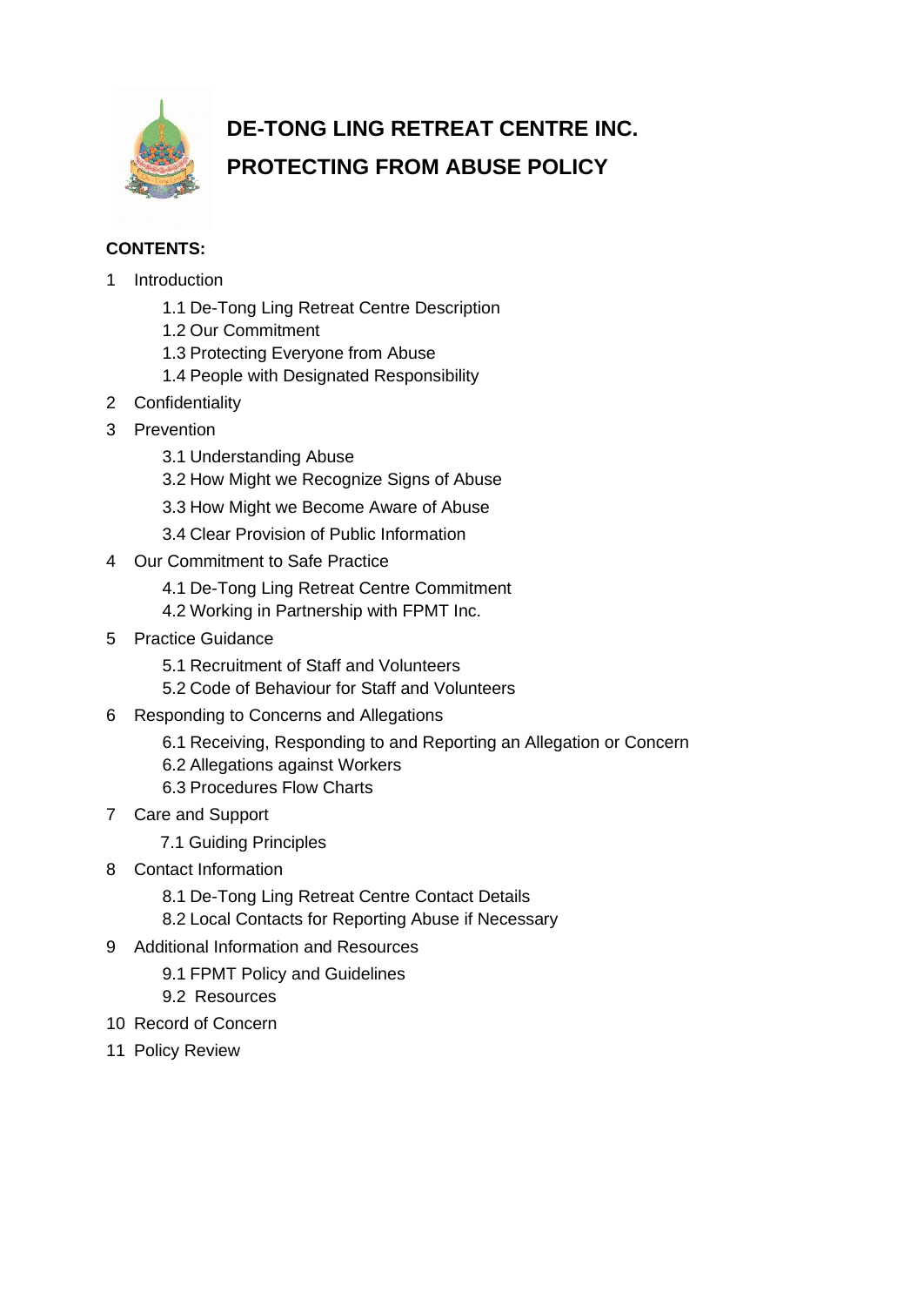# DE-TONG LING RETREAT CENTRE INC.

# PROTECTING FROM ABUSE POLICY

**CONTENTS:**

1 Introduction
   - 1.1 De-Tong Ling Retreat Centre Description
   - 1.2 Our Commitment
   - 1.3 Protecting Everyone from Abuse
   - 1.4 People with Designated Responsibility

2 Confidentiality

3 Prevention
   - 3.1 Understanding Abuse
   - 3.2 How Might we Recognize Signs of Abuse
   - 3.3 How Might we Become Aware of Abuse
   - 3.4 Clear Provision of Public Information

4 Our Commitment to Safe Practice
   - 4.1 De-Tong Ling Retreat Centre Commitment
   - 4.2 Working in Partnership with FPMT Inc.

5 Practice Guidance
   - 5.1 Recruitment of Staff and Volunteers
   - 5.2 Code of Behaviour for Staff and Volunteers

6 Responding to Concerns and Allegations
   - 6.1 Receiving, Responding to and Reporting an Allegation or Concern
   - 6.2 Allegations against Workers
   - 6.3 Procedures Flow Charts

7 Care and Support
   - 7.1 Guiding Principles

8 Contact Information
   - 8.1 De-Tong Ling Retreat Centre Contact Details
   - 8.2 Local Contacts for Reporting Abuse if Necessary

9 Additional Information and Resources
   - 9.1 FPMT Policy and Guidelines
   - 9.2 Resources

10 Record of Concern

11 Policy Review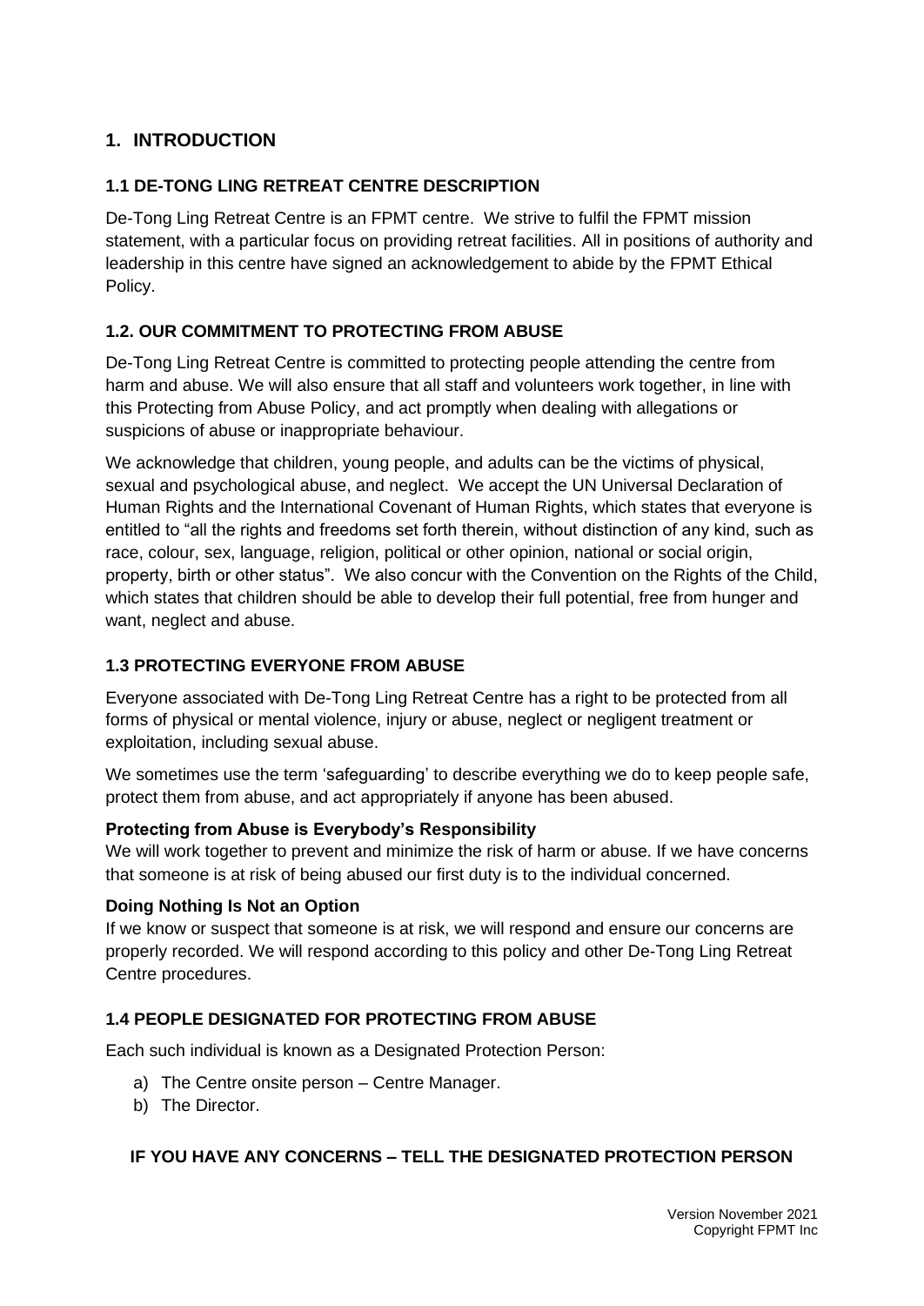## 1. INTRODUCTION

### 1.1 DE-TONG LING RETREAT CENTRE DESCRIPTION

De-Tong Ling Retreat Centre is an FPMT centre. We strive to fulfil the FPMT mission statement, with a particular focus on providing retreat facilities. All in positions of authority and leadership in this centre have signed an acknowledgement to abide by the FPMT Ethical Policy.

### 1.2. OUR COMMITMENT TO PROTECTING FROM ABUSE

De-Tong Ling Retreat Centre is committed to protecting people attending the centre from harm and abuse. We will also ensure that all staff and volunteers work together, in line with this Protecting from Abuse Policy, and act promptly when dealing with allegations or suspicions of abuse or inappropriate behaviour.

We acknowledge that children, young people, and adults can be the victims of physical, sexual and psychological abuse, and neglect. We accept the UN Universal Declaration of Human Rights and the International Covenant of Human Rights, which states that everyone is entitled to "all the rights and freedoms set forth therein, without distinction of any kind, such as race, colour, sex, language, religion, political or other opinion, national or social origin, property, birth or other status". We also concur with the Convention on the Rights of the Child, which states that children should be able to develop their full potential, free from hunger and want, neglect and abuse.

### 1.3 PROTECTING EVERYONE FROM ABUSE

Everyone associated with De-Tong Ling Retreat Centre has a right to be protected from all forms of physical or mental violence, injury or abuse, neglect or negligent treatment or exploitation, including sexual abuse.

We sometimes use the term 'safeguarding' to describe everything we do to keep people safe, protect them from abuse, and act appropriately if anyone has been abused.

**Protecting from Abuse is Everybody's Responsibility**
We will work together to prevent and minimize the risk of harm or abuse. If we have concerns that someone is at risk of being abused our first duty is to the individual concerned.

**Doing Nothing Is Not an Option**
If we know or suspect that someone is at risk, we will respond and ensure our concerns are properly recorded. We will respond according to this policy and other De-Tong Ling Retreat Centre procedures.

### 1.4 PEOPLE DESIGNATED FOR PROTECTING FROM ABUSE

Each such individual is known as a Designated Protection Person:

a) The Centre onsite person – Centre Manager.
b) The Director.

**IF YOU HAVE ANY CONCERNS – TELL THE DESIGNATED PROTECTION PERSON**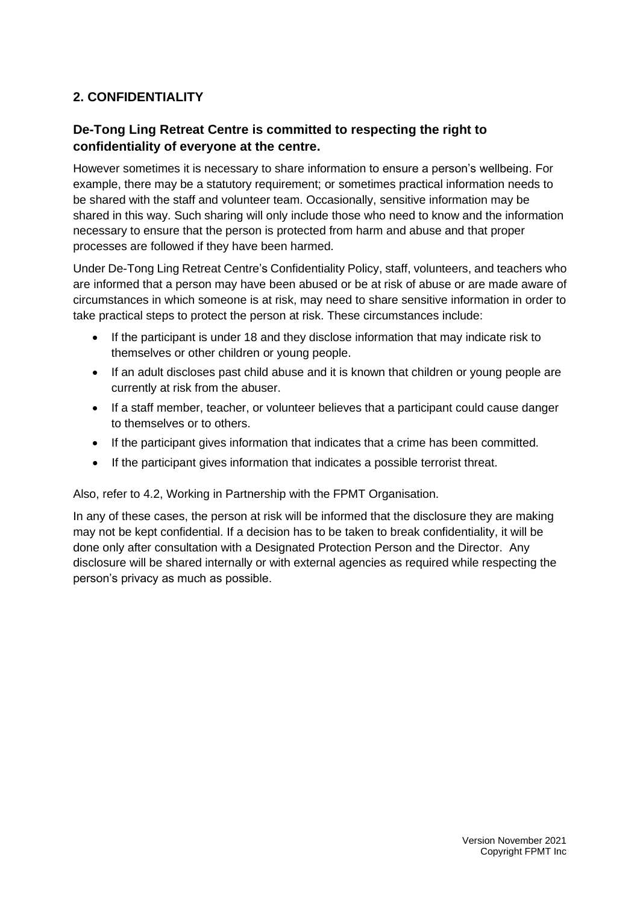## 2. CONFIDENTIALITY

### De-Tong Ling Retreat Centre is committed to respecting the right to confidentiality of everyone at the centre.

However sometimes it is necessary to share information to ensure a person's wellbeing. For example, there may be a statutory requirement; or sometimes practical information needs to be shared with the staff and volunteer team. Occasionally, sensitive information may be shared in this way. Such sharing will only include those who need to know and the information necessary to ensure that the person is protected from harm and abuse and that proper processes are followed if they have been harmed.

Under De-Tong Ling Retreat Centre's Confidentiality Policy, staff, volunteers, and teachers who are informed that a person may have been abused or be at risk of abuse or are made aware of circumstances in which someone is at risk, may need to share sensitive information in order to take practical steps to protect the person at risk. These circumstances include:

- If the participant is under 18 and they disclose information that may indicate risk to themselves or other children or young people.
- If an adult discloses past child abuse and it is known that children or young people are currently at risk from the abuser.
- If a staff member, teacher, or volunteer believes that a participant could cause danger to themselves or to others.
- If the participant gives information that indicates that a crime has been committed.
- If the participant gives information that indicates a possible terrorist threat.

Also, refer to 4.2, Working in Partnership with the FPMT Organisation.

In any of these cases, the person at risk will be informed that the disclosure they are making may not be kept confidential. If a decision has to be taken to break confidentiality, it will be done only after consultation with a Designated Protection Person and the Director. Any disclosure will be shared internally or with external agencies as required while respecting the person's privacy as much as possible.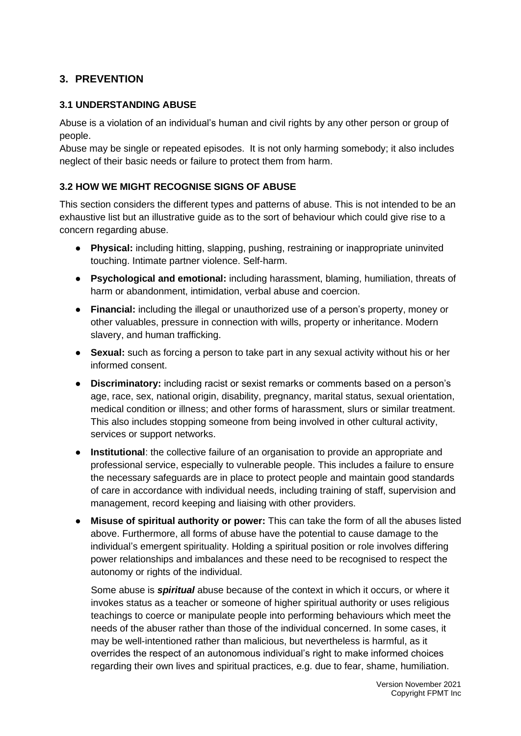## 3. PREVENTION

### 3.1 UNDERSTANDING ABUSE

Abuse is a violation of an individual's human and civil rights by any other person or group of people.
Abuse may be single or repeated episodes. It is not only harming somebody; it also includes neglect of their basic needs or failure to protect them from harm.

### 3.2 HOW WE MIGHT RECOGNISE SIGNS OF ABUSE

This section considers the different types and patterns of abuse. This is not intended to be an exhaustive list but an illustrative guide as to the sort of behaviour which could give rise to a concern regarding abuse.

- **Physical:** including hitting, slapping, pushing, restraining or inappropriate uninvited touching. Intimate partner violence. Self-harm.
- **Psychological and emotional:** including harassment, blaming, humiliation, threats of harm or abandonment, intimidation, verbal abuse and coercion.
- **Financial:** including the illegal or unauthorized use of a person's property, money or other valuables, pressure in connection with wills, property or inheritance. Modern slavery, and human trafficking.
- **Sexual:** such as forcing a person to take part in any sexual activity without his or her informed consent.
- **Discriminatory:** including racist or sexist remarks or comments based on a person's age, race, sex, national origin, disability, pregnancy, marital status, sexual orientation, medical condition or illness; and other forms of harassment, slurs or similar treatment. This also includes stopping someone from being involved in other cultural activity, services or support networks.
- **Institutional**: the collective failure of an organisation to provide an appropriate and professional service, especially to vulnerable people. This includes a failure to ensure the necessary safeguards are in place to protect people and maintain good standards of care in accordance with individual needs, including training of staff, supervision and management, record keeping and liaising with other providers.
- **Misuse of spiritual authority or power:** This can take the form of all the abuses listed above. Furthermore, all forms of abuse have the potential to cause damage to the individual's emergent spirituality. Holding a spiritual position or role involves differing power relationships and imbalances and these need to be recognised to respect the autonomy or rights of the individual.

  Some abuse is ***spiritual*** abuse because of the context in which it occurs, or where it invokes status as a teacher or someone of higher spiritual authority or uses religious teachings to coerce or manipulate people into performing behaviours which meet the needs of the abuser rather than those of the individual concerned. In some cases, it may be well-intentioned rather than malicious, but nevertheless is harmful, as it overrides the respect of an autonomous individual's right to make informed choices regarding their own lives and spiritual practices, e.g. due to fear, shame, humiliation.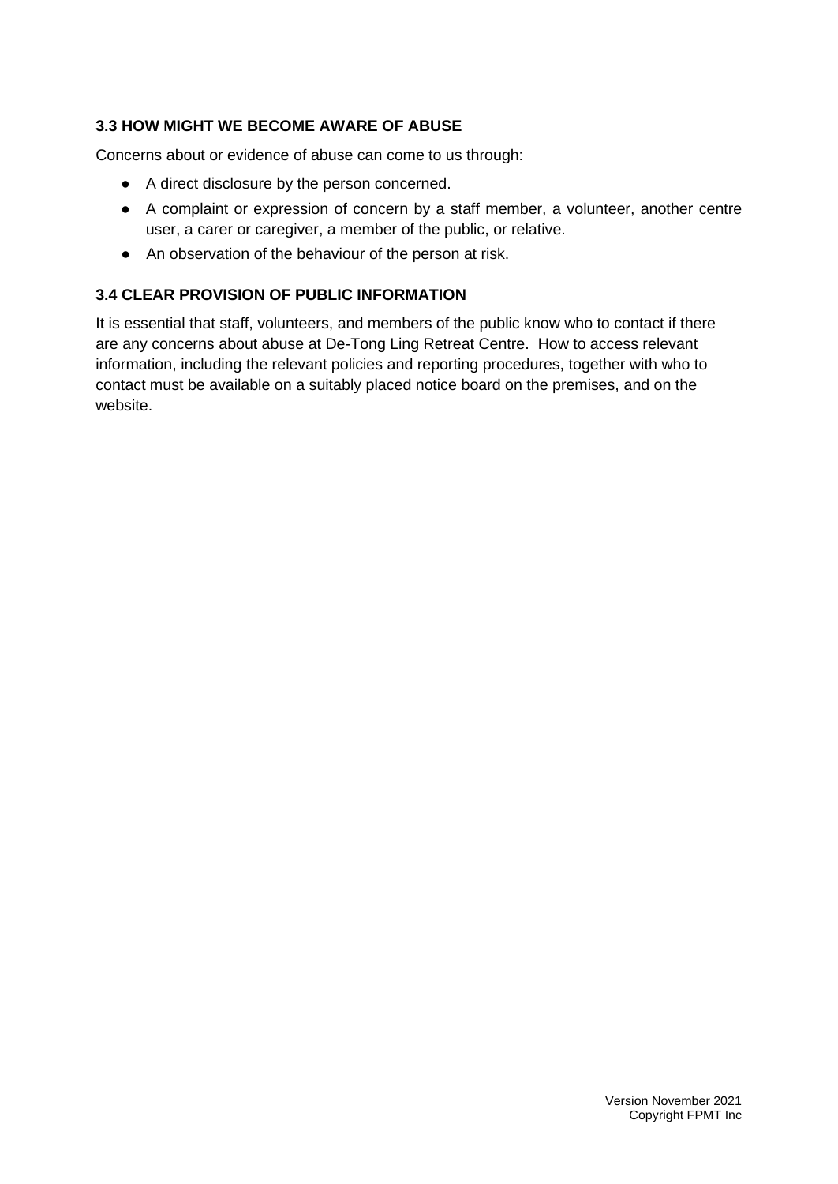### 3.3 HOW MIGHT WE BECOME AWARE OF ABUSE

Concerns about or evidence of abuse can come to us through:

- A direct disclosure by the person concerned.
- A complaint or expression of concern by a staff member, a volunteer, another centre user, a carer or caregiver, a member of the public, or relative.
- An observation of the behaviour of the person at risk.

### 3.4 CLEAR PROVISION OF PUBLIC INFORMATION

It is essential that staff, volunteers, and members of the public know who to contact if there are any concerns about abuse at De-Tong Ling Retreat Centre. How to access relevant information, including the relevant policies and reporting procedures, together with who to contact must be available on a suitably placed notice board on the premises, and on the website.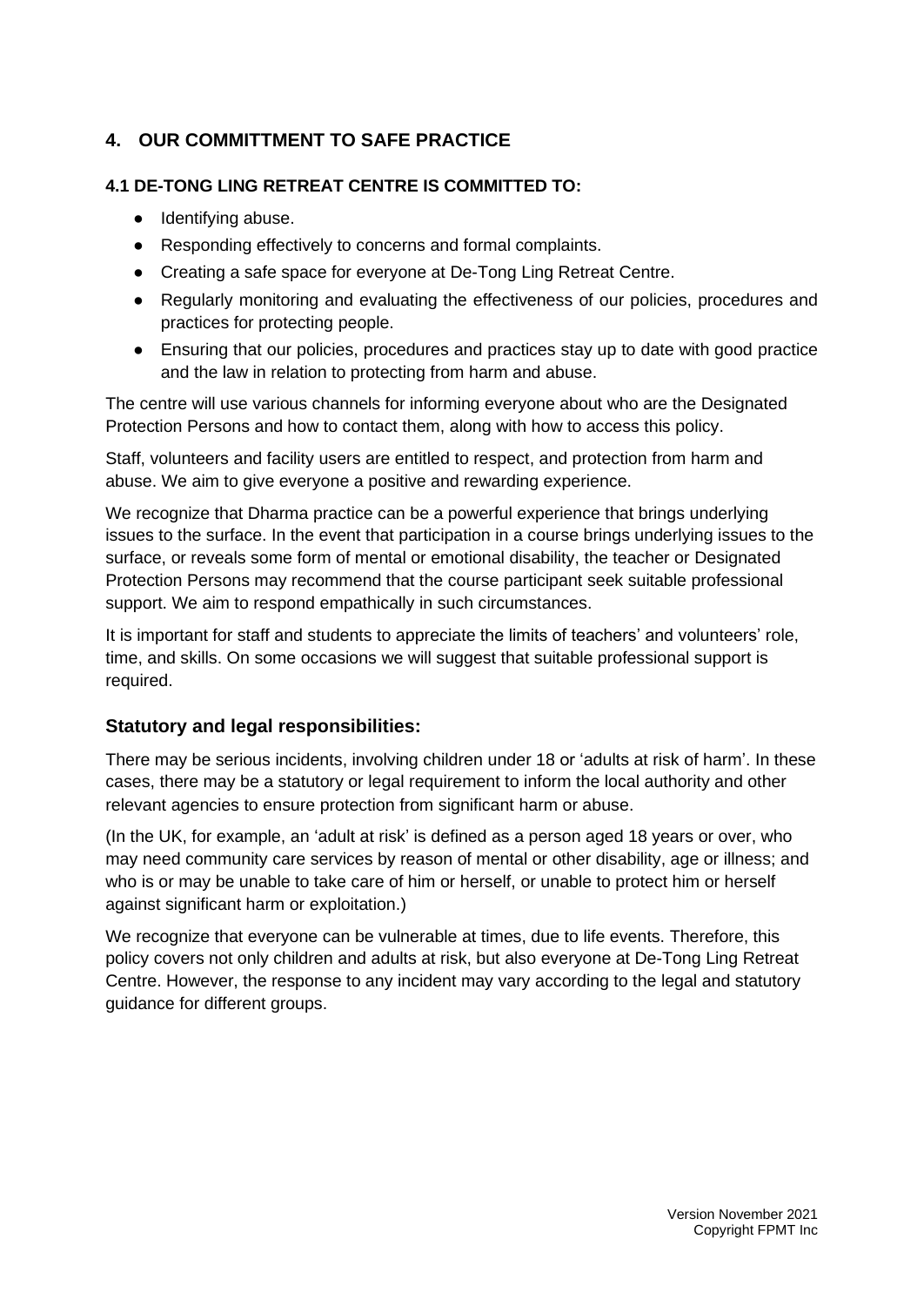## 4. OUR COMMITTMENT TO SAFE PRACTICE

### 4.1 DE-TONG LING RETREAT CENTRE IS COMMITTED TO:

- Identifying abuse.
- Responding effectively to concerns and formal complaints.
- Creating a safe space for everyone at De-Tong Ling Retreat Centre.
- Regularly monitoring and evaluating the effectiveness of our policies, procedures and practices for protecting people.
- Ensuring that our policies, procedures and practices stay up to date with good practice and the law in relation to protecting from harm and abuse.

The centre will use various channels for informing everyone about who are the Designated Protection Persons and how to contact them, along with how to access this policy.

Staff, volunteers and facility users are entitled to respect, and protection from harm and abuse. We aim to give everyone a positive and rewarding experience.

We recognize that Dharma practice can be a powerful experience that brings underlying issues to the surface. In the event that participation in a course brings underlying issues to the surface, or reveals some form of mental or emotional disability, the teacher or Designated Protection Persons may recommend that the course participant seek suitable professional support. We aim to respond empathically in such circumstances.

It is important for staff and students to appreciate the limits of teachers' and volunteers' role, time, and skills. On some occasions we will suggest that suitable professional support is required.

### Statutory and legal responsibilities:

There may be serious incidents, involving children under 18 or 'adults at risk of harm'. In these cases, there may be a statutory or legal requirement to inform the local authority and other relevant agencies to ensure protection from significant harm or abuse.

(In the UK, for example, an 'adult at risk' is defined as a person aged 18 years or over, who may need community care services by reason of mental or other disability, age or illness; and who is or may be unable to take care of him or herself, or unable to protect him or herself against significant harm or exploitation.)

We recognize that everyone can be vulnerable at times, due to life events. Therefore, this policy covers not only children and adults at risk, but also everyone at De-Tong Ling Retreat Centre. However, the response to any incident may vary according to the legal and statutory guidance for different groups.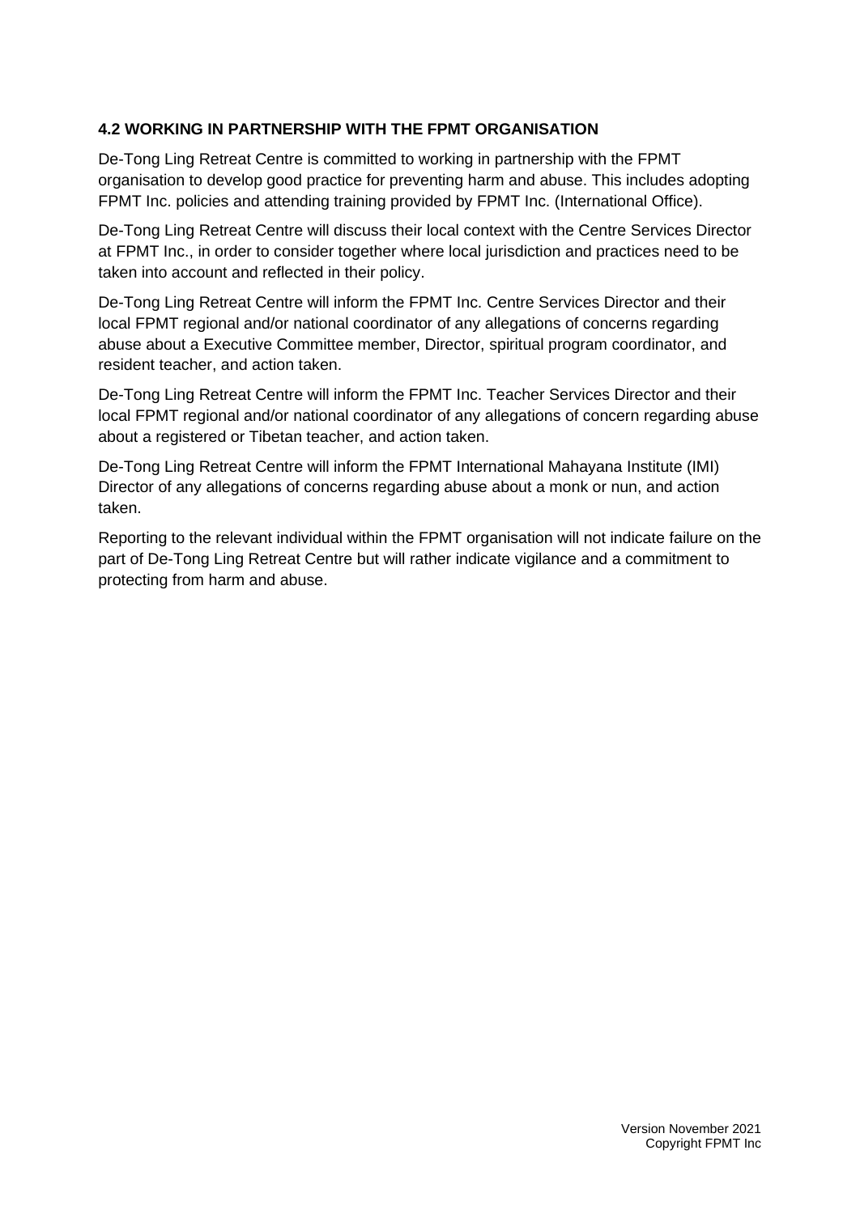### 4.2 WORKING IN PARTNERSHIP WITH THE FPMT ORGANISATION

De-Tong Ling Retreat Centre is committed to working in partnership with the FPMT organisation to develop good practice for preventing harm and abuse. This includes adopting FPMT Inc. policies and attending training provided by FPMT Inc. (International Office).

De-Tong Ling Retreat Centre will discuss their local context with the Centre Services Director at FPMT Inc., in order to consider together where local jurisdiction and practices need to be taken into account and reflected in their policy.

De-Tong Ling Retreat Centre will inform the FPMT Inc. Centre Services Director and their local FPMT regional and/or national coordinator of any allegations of concerns regarding abuse about a Executive Committee member, Director, spiritual program coordinator, and resident teacher, and action taken.

De-Tong Ling Retreat Centre will inform the FPMT Inc. Teacher Services Director and their local FPMT regional and/or national coordinator of any allegations of concern regarding abuse about a registered or Tibetan teacher, and action taken.

De-Tong Ling Retreat Centre will inform the FPMT International Mahayana Institute (IMI) Director of any allegations of concerns regarding abuse about a monk or nun, and action taken.

Reporting to the relevant individual within the FPMT organisation will not indicate failure on the part of De-Tong Ling Retreat Centre but will rather indicate vigilance and a commitment to protecting from harm and abuse.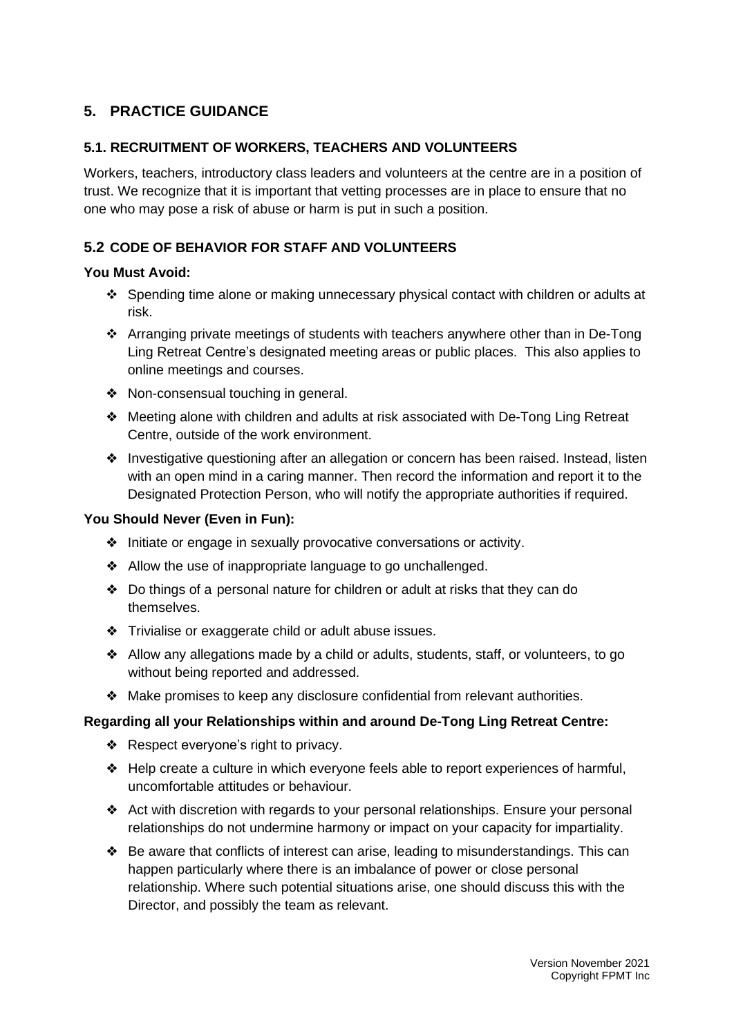## 5. PRACTICE GUIDANCE

### 5.1. RECRUITMENT OF WORKERS, TEACHERS AND VOLUNTEERS

Workers, teachers, introductory class leaders and volunteers at the centre are in a position of trust. We recognize that it is important that vetting processes are in place to ensure that no one who may pose a risk of abuse or harm is put in such a position.

### 5.2 CODE OF BEHAVIOR FOR STAFF AND VOLUNTEERS

**You Must Avoid:**

- Spending time alone or making unnecessary physical contact with children or adults at risk.
- Arranging private meetings of students with teachers anywhere other than in De-Tong Ling Retreat Centre's designated meeting areas or public places. This also applies to online meetings and courses.
- Non-consensual touching in general.
- Meeting alone with children and adults at risk associated with De-Tong Ling Retreat Centre, outside of the work environment.
- Investigative questioning after an allegation or concern has been raised. Instead, listen with an open mind in a caring manner. Then record the information and report it to the Designated Protection Person, who will notify the appropriate authorities if required.

**You Should Never (Even in Fun):**

- Initiate or engage in sexually provocative conversations or activity.
- Allow the use of inappropriate language to go unchallenged.
- Do things of a personal nature for children or adult at risks that they can do themselves.
- Trivialise or exaggerate child or adult abuse issues.
- Allow any allegations made by a child or adults, students, staff, or volunteers, to go without being reported and addressed.
- Make promises to keep any disclosure confidential from relevant authorities.

**Regarding all your Relationships within and around De-Tong Ling Retreat Centre:**

- Respect everyone's right to privacy.
- Help create a culture in which everyone feels able to report experiences of harmful, uncomfortable attitudes or behaviour.
- Act with discretion with regards to your personal relationships. Ensure your personal relationships do not undermine harmony or impact on your capacity for impartiality.
- Be aware that conflicts of interest can arise, leading to misunderstandings. This can happen particularly where there is an imbalance of power or close personal relationship. Where such potential situations arise, one should discuss this with the Director, and possibly the team as relevant.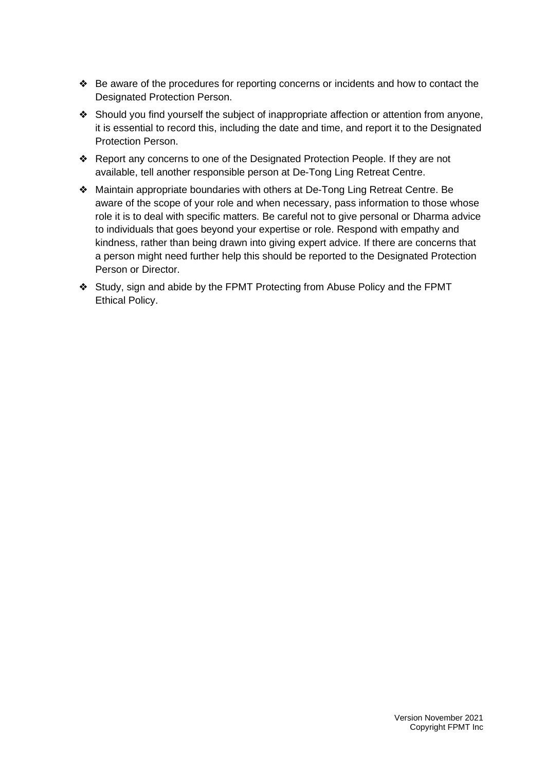- Be aware of the procedures for reporting concerns or incidents and how to contact the Designated Protection Person.
- Should you find yourself the subject of inappropriate affection or attention from anyone, it is essential to record this, including the date and time, and report it to the Designated Protection Person.
- Report any concerns to one of the Designated Protection People. If they are not available, tell another responsible person at De-Tong Ling Retreat Centre.
- Maintain appropriate boundaries with others at De-Tong Ling Retreat Centre. Be aware of the scope of your role and when necessary, pass information to those whose role it is to deal with specific matters. Be careful not to give personal or Dharma advice to individuals that goes beyond your expertise or role. Respond with empathy and kindness, rather than being drawn into giving expert advice. If there are concerns that a person might need further help this should be reported to the Designated Protection Person or Director.
- Study, sign and abide by the FPMT Protecting from Abuse Policy and the FPMT Ethical Policy.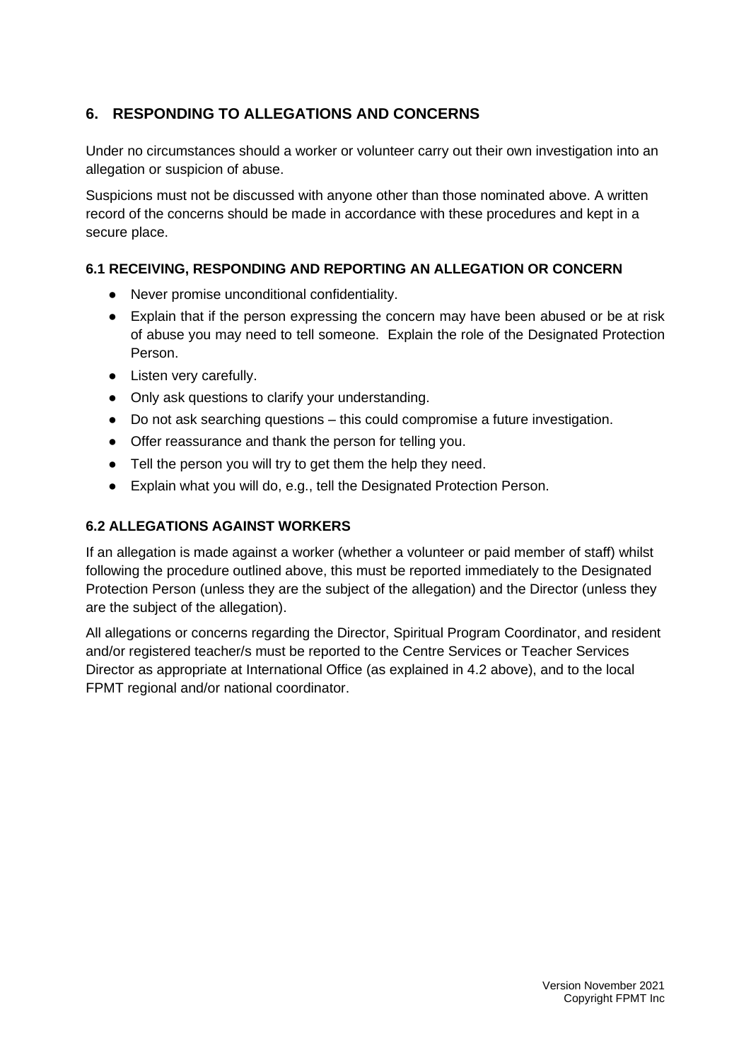## 6. RESPONDING TO ALLEGATIONS AND CONCERNS

Under no circumstances should a worker or volunteer carry out their own investigation into an allegation or suspicion of abuse.

Suspicions must not be discussed with anyone other than those nominated above. A written record of the concerns should be made in accordance with these procedures and kept in a secure place.

### 6.1 RECEIVING, RESPONDING AND REPORTING AN ALLEGATION OR CONCERN

- Never promise unconditional confidentiality.
- Explain that if the person expressing the concern may have been abused or be at risk of abuse you may need to tell someone. Explain the role of the Designated Protection Person.
- Listen very carefully.
- Only ask questions to clarify your understanding.
- Do not ask searching questions – this could compromise a future investigation.
- Offer reassurance and thank the person for telling you.
- Tell the person you will try to get them the help they need.
- Explain what you will do, e.g., tell the Designated Protection Person.

### 6.2 ALLEGATIONS AGAINST WORKERS

If an allegation is made against a worker (whether a volunteer or paid member of staff) whilst following the procedure outlined above, this must be reported immediately to the Designated Protection Person (unless they are the subject of the allegation) and the Director (unless they are the subject of the allegation).

All allegations or concerns regarding the Director, Spiritual Program Coordinator, and resident and/or registered teacher/s must be reported to the Centre Services or Teacher Services Director as appropriate at International Office (as explained in 4.2 above), and to the local FPMT regional and/or national coordinator.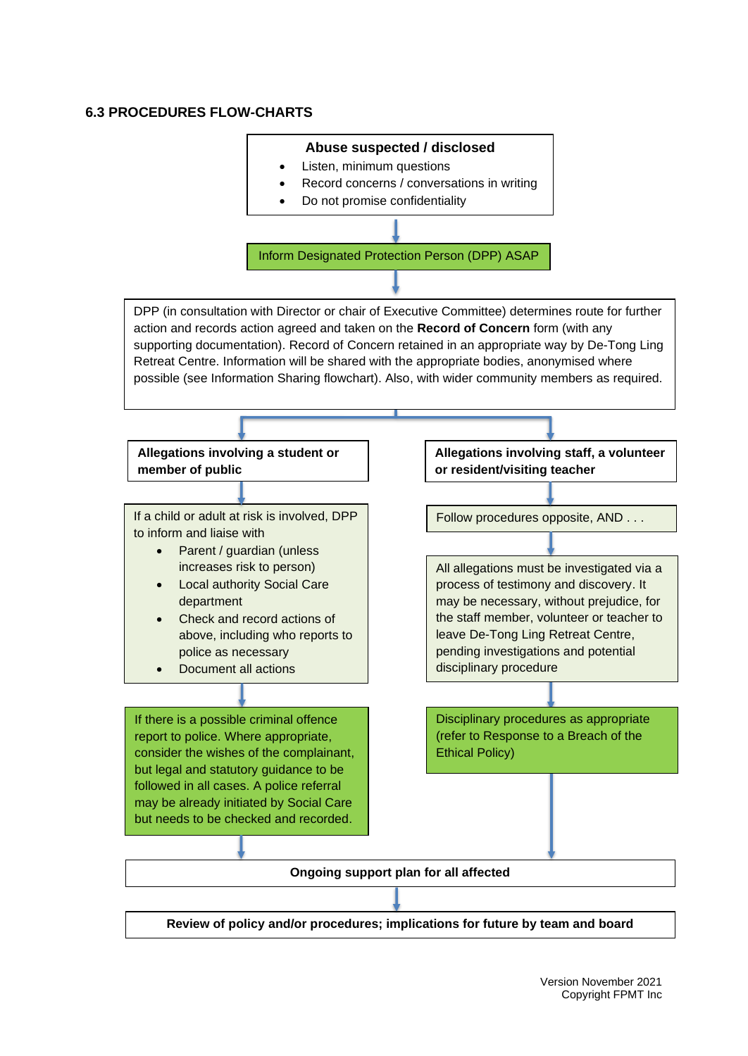### 6.3 PROCEDURES FLOW-CHARTS

**Abuse suspected / disclosed**

- Listen, minimum questions
- Record concerns / conversations in writing
- Do not promise confidentiality

↓

Inform Designated Protection Person (DPP) ASAP

↓

DPP (in consultation with Director or chair of Executive Committee) determines route for further action and records action agreed and taken on the **Record of Concern** form (with any supporting documentation). Record of Concern retained in an appropriate way by De-Tong Ling Retreat Centre. Information will be shared with the appropriate bodies, anonymised where possible (see Information Sharing flowchart). Also, with wider community members as required.

↓

**Allegations involving a student or member of public**

↓

If a child or adult at risk is involved, DPP to inform and liaise with

- Parent / guardian (unless increases risk to person)
- Local authority Social Care department
- Check and record actions of above, including who reports to police as necessary
- Document all actions

↓

If there is a possible criminal offence report to police. Where appropriate, consider the wishes of the complainant, but legal and statutory guidance to be followed in all cases. A police referral may be already initiated by Social Care but needs to be checked and recorded.

↓

**Allegations involving staff, a volunteer or resident/visiting teacher**

↓

Follow procedures opposite, AND . . .

↓

All allegations must be investigated via a process of testimony and discovery. It may be necessary, without prejudice, for the staff member, volunteer or teacher to leave De-Tong Ling Retreat Centre, pending investigations and potential disciplinary procedure

↓

Disciplinary procedures as appropriate (refer to Response to a Breach of the Ethical Policy)

↓

**Ongoing support plan for all affected**

↓

**Review of policy and/or procedures; implications for future by team and board**

Version November 2021
Copyright FPMT Inc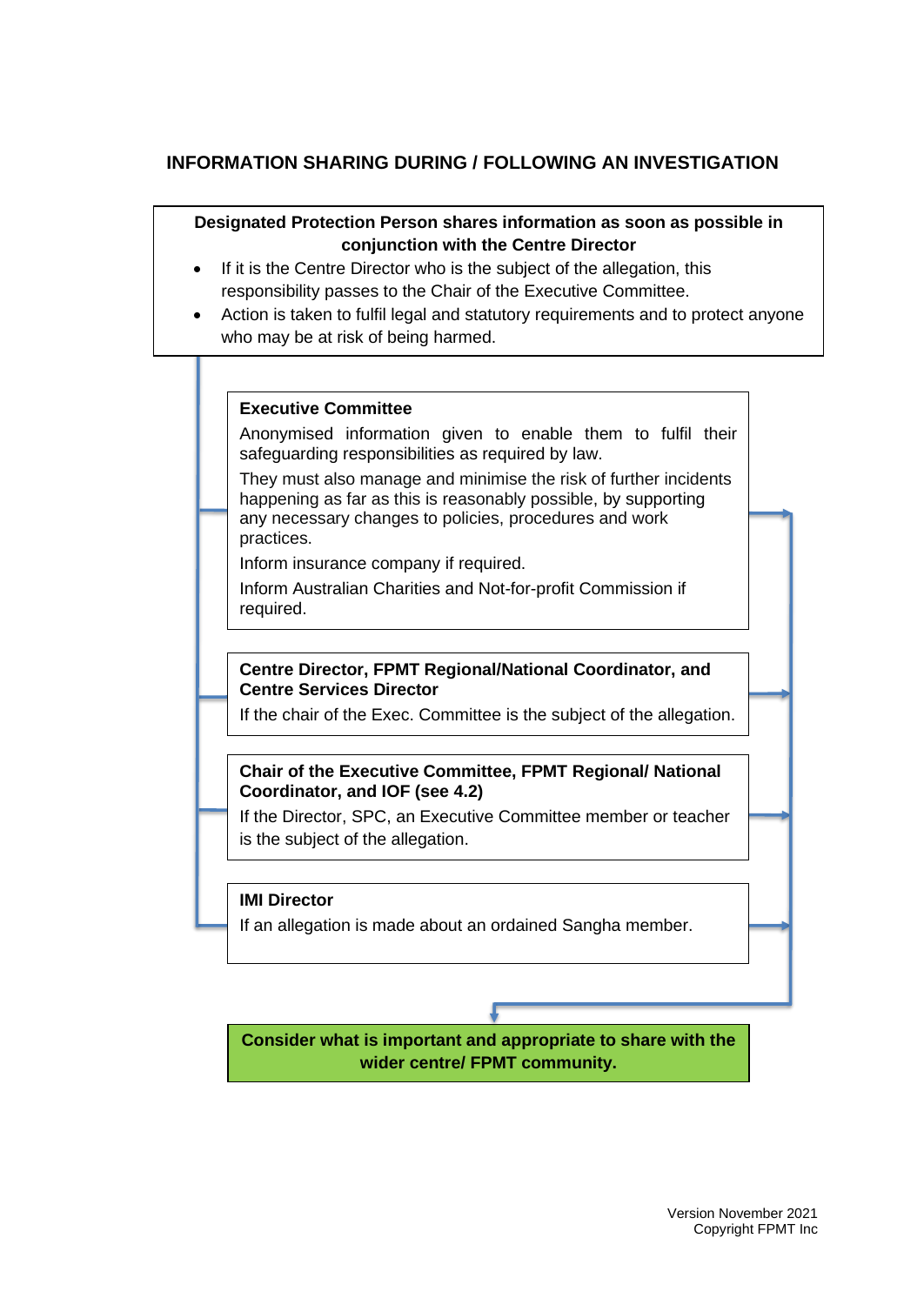## INFORMATION SHARING DURING / FOLLOWING AN INVESTIGATION

**Designated Protection Person shares information as soon as possible in conjunction with the Centre Director**

- If it is the Centre Director who is the subject of the allegation, this responsibility passes to the Chair of the Executive Committee.
- Action is taken to fulfil legal and statutory requirements and to protect anyone who may be at risk of being harmed.

**Executive Committee**

Anonymised information given to enable them to fulfil their safeguarding responsibilities as required by law.

They must also manage and minimise the risk of further incidents happening as far as this is reasonably possible, by supporting any necessary changes to policies, procedures and work practices.

Inform insurance company if required.

Inform Australian Charities and Not-for-profit Commission if required.

**Centre Director, FPMT Regional/National Coordinator, and Centre Services Director**

If the chair of the Exec. Committee is the subject of the allegation.

**Chair of the Executive Committee, FPMT Regional/ National Coordinator, and IOF (see 4.2)**

If the Director, SPC, an Executive Committee member or teacher is the subject of the allegation.

**IMI Director**

If an allegation is made about an ordained Sangha member.

**Consider what is important and appropriate to share with the wider centre/ FPMT community.**

Version November 2021
Copyright FPMT Inc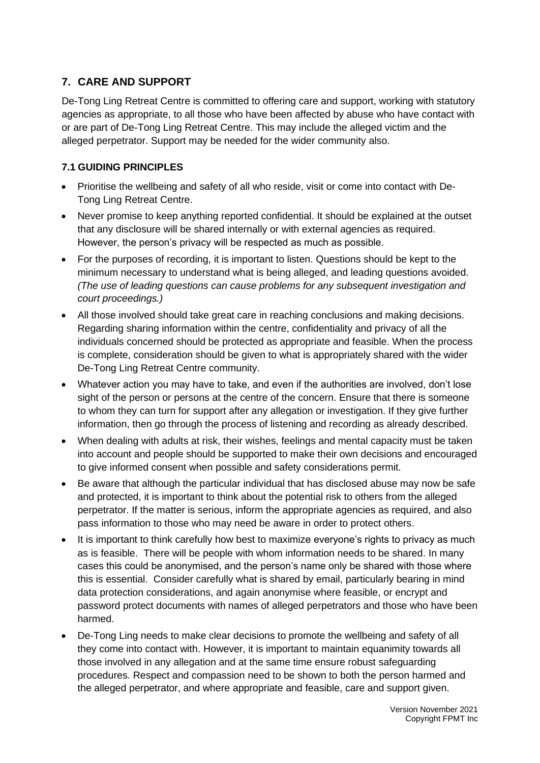## 7. CARE AND SUPPORT

De-Tong Ling Retreat Centre is committed to offering care and support, working with statutory agencies as appropriate, to all those who have been affected by abuse who have contact with or are part of De-Tong Ling Retreat Centre. This may include the alleged victim and the alleged perpetrator. Support may be needed for the wider community also.

### 7.1 GUIDING PRINCIPLES

- Prioritise the wellbeing and safety of all who reside, visit or come into contact with De-Tong Ling Retreat Centre.
- Never promise to keep anything reported confidential. It should be explained at the outset that any disclosure will be shared internally or with external agencies as required. However, the person's privacy will be respected as much as possible.
- For the purposes of recording, it is important to listen. Questions should be kept to the minimum necessary to understand what is being alleged, and leading questions avoided. *(The use of leading questions can cause problems for any subsequent investigation and court proceedings.)*
- All those involved should take great care in reaching conclusions and making decisions. Regarding sharing information within the centre, confidentiality and privacy of all the individuals concerned should be protected as appropriate and feasible. When the process is complete, consideration should be given to what is appropriately shared with the wider De-Tong Ling Retreat Centre community.
- Whatever action you may have to take, and even if the authorities are involved, don't lose sight of the person or persons at the centre of the concern. Ensure that there is someone to whom they can turn for support after any allegation or investigation. If they give further information, then go through the process of listening and recording as already described.
- When dealing with adults at risk, their wishes, feelings and mental capacity must be taken into account and people should be supported to make their own decisions and encouraged to give informed consent when possible and safety considerations permit.
- Be aware that although the particular individual that has disclosed abuse may now be safe and protected, it is important to think about the potential risk to others from the alleged perpetrator. If the matter is serious, inform the appropriate agencies as required, and also pass information to those who may need be aware in order to protect others.
- It is important to think carefully how best to maximize everyone's rights to privacy as much as is feasible. There will be people with whom information needs to be shared. In many cases this could be anonymised, and the person's name only be shared with those where this is essential. Consider carefully what is shared by email, particularly bearing in mind data protection considerations, and again anonymise where feasible, or encrypt and password protect documents with names of alleged perpetrators and those who have been harmed.
- De-Tong Ling needs to make clear decisions to promote the wellbeing and safety of all they come into contact with. However, it is important to maintain equanimity towards all those involved in any allegation and at the same time ensure robust safeguarding procedures. Respect and compassion need to be shown to both the person harmed and the alleged perpetrator, and where appropriate and feasible, care and support given.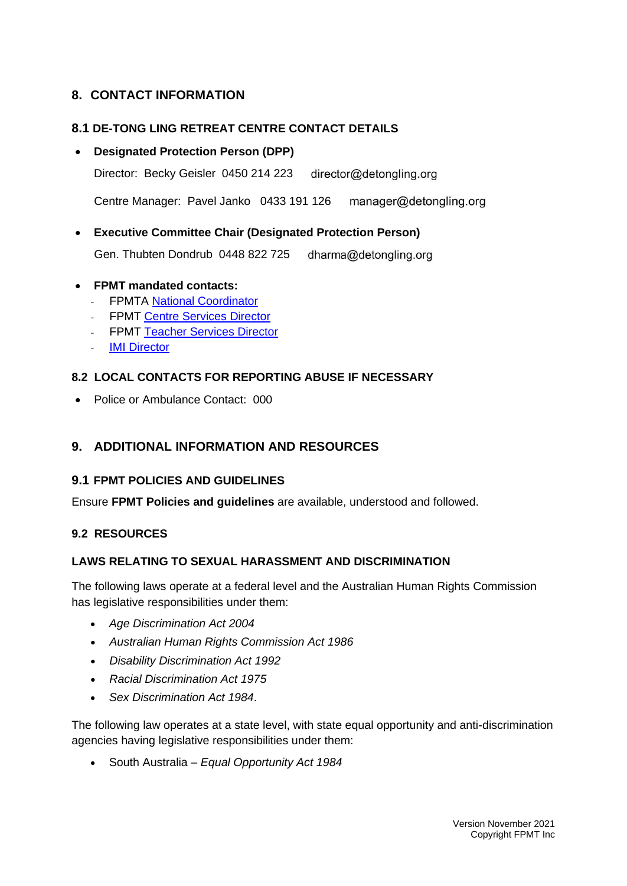## 8. CONTACT INFORMATION

### 8.1 DE-TONG LING RETREAT CENTRE CONTACT DETAILS

- **Designated Protection Person (DPP)**

  Director: Becky Geisler 0450 214 223 director@detongling.org

  Centre Manager: Pavel Janko 0433 191 126 manager@detongling.org

- **Executive Committee Chair (Designated Protection Person)**

  Gen. Thubten Dondrub 0448 822 725 dharma@detongling.org

- **FPMT mandated contacts:**
  - FPMTA National Coordinator
  - FPMT Centre Services Director
  - FPMT Teacher Services Director
  - IMI Director

### 8.2 LOCAL CONTACTS FOR REPORTING ABUSE IF NECESSARY

- Police or Ambulance Contact: 000

## 9. ADDITIONAL INFORMATION AND RESOURCES

### 9.1 FPMT POLICIES AND GUIDELINES

Ensure **FPMT Policies and guidelines** are available, understood and followed.

### 9.2 RESOURCES

#### LAWS RELATING TO SEXUAL HARASSMENT AND DISCRIMINATION

The following laws operate at a federal level and the Australian Human Rights Commission has legislative responsibilities under them:

- *Age Discrimination Act 2004*
- *Australian Human Rights Commission Act 1986*
- *Disability Discrimination Act 1992*
- *Racial Discrimination Act 1975*
- *Sex Discrimination Act 1984*.

The following law operates at a state level, with state equal opportunity and anti-discrimination agencies having legislative responsibilities under them:

- South Australia – *Equal Opportunity Act 1984*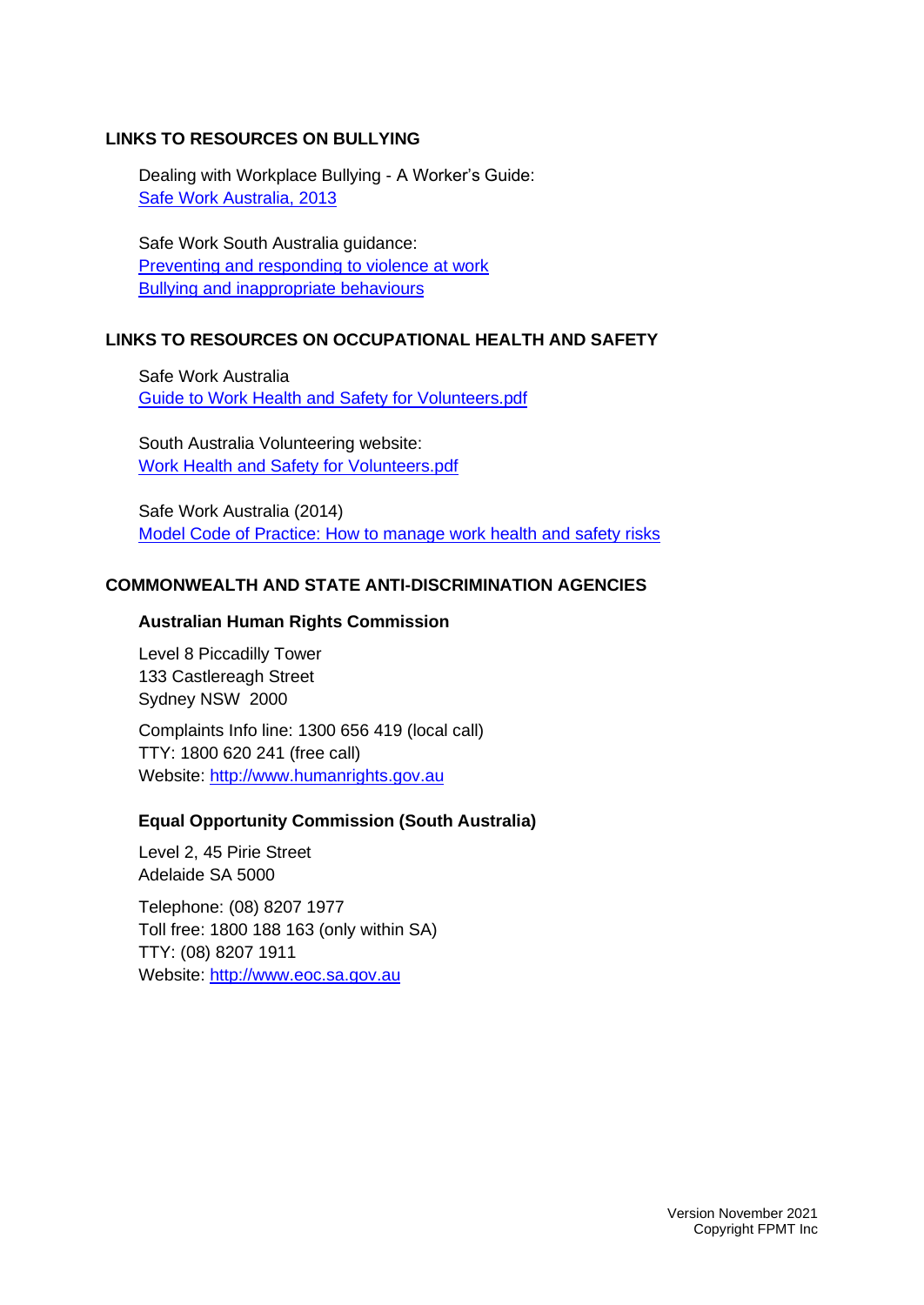## LINKS TO RESOURCES ON BULLYING

Dealing with Workplace Bullying - A Worker's Guide:
Safe Work Australia, 2013

Safe Work South Australia guidance:
Preventing and responding to violence at work
Bullying and inappropriate behaviours

## LINKS TO RESOURCES ON OCCUPATIONAL HEALTH AND SAFETY

Safe Work Australia
Guide to Work Health and Safety for Volunteers.pdf

South Australia Volunteering website:
Work Health and Safety for Volunteers.pdf

Safe Work Australia (2014)
Model Code of Practice: How to manage work health and safety risks

## COMMONWEALTH AND STATE ANTI-DISCRIMINATION AGENCIES

### Australian Human Rights Commission

Level 8 Piccadilly Tower
133 Castlereagh Street
Sydney NSW 2000

Complaints Info line: 1300 656 419 (local call)
TTY: 1800 620 241 (free call)
Website: http://www.humanrights.gov.au

### Equal Opportunity Commission (South Australia)

Level 2, 45 Pirie Street
Adelaide SA 5000

Telephone: (08) 8207 1977
Toll free: 1800 188 163 (only within SA)
TTY: (08) 8207 1911
Website: http://www.eoc.sa.gov.au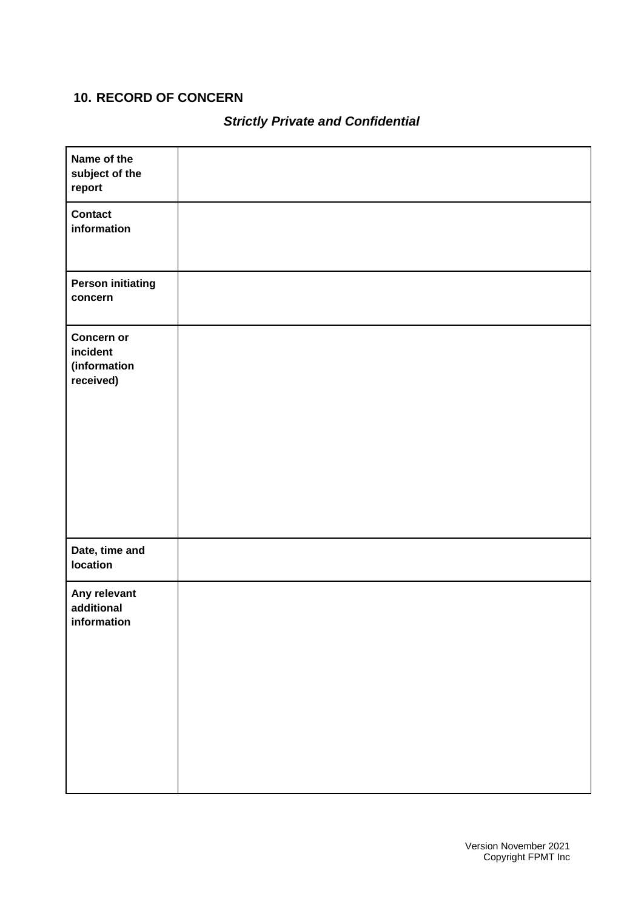## 10. RECORD OF CONCERN

***Strictly Private and Confidential***

| **Name of the subject of the report** | |
|---|---|
| **Contact information** | |
| **Person initiating concern** | |
| **Concern or incident (information received)** | |
| **Date, time and location** | |
| **Any relevant additional information** | |

Version November 2021
Copyright FPMT Inc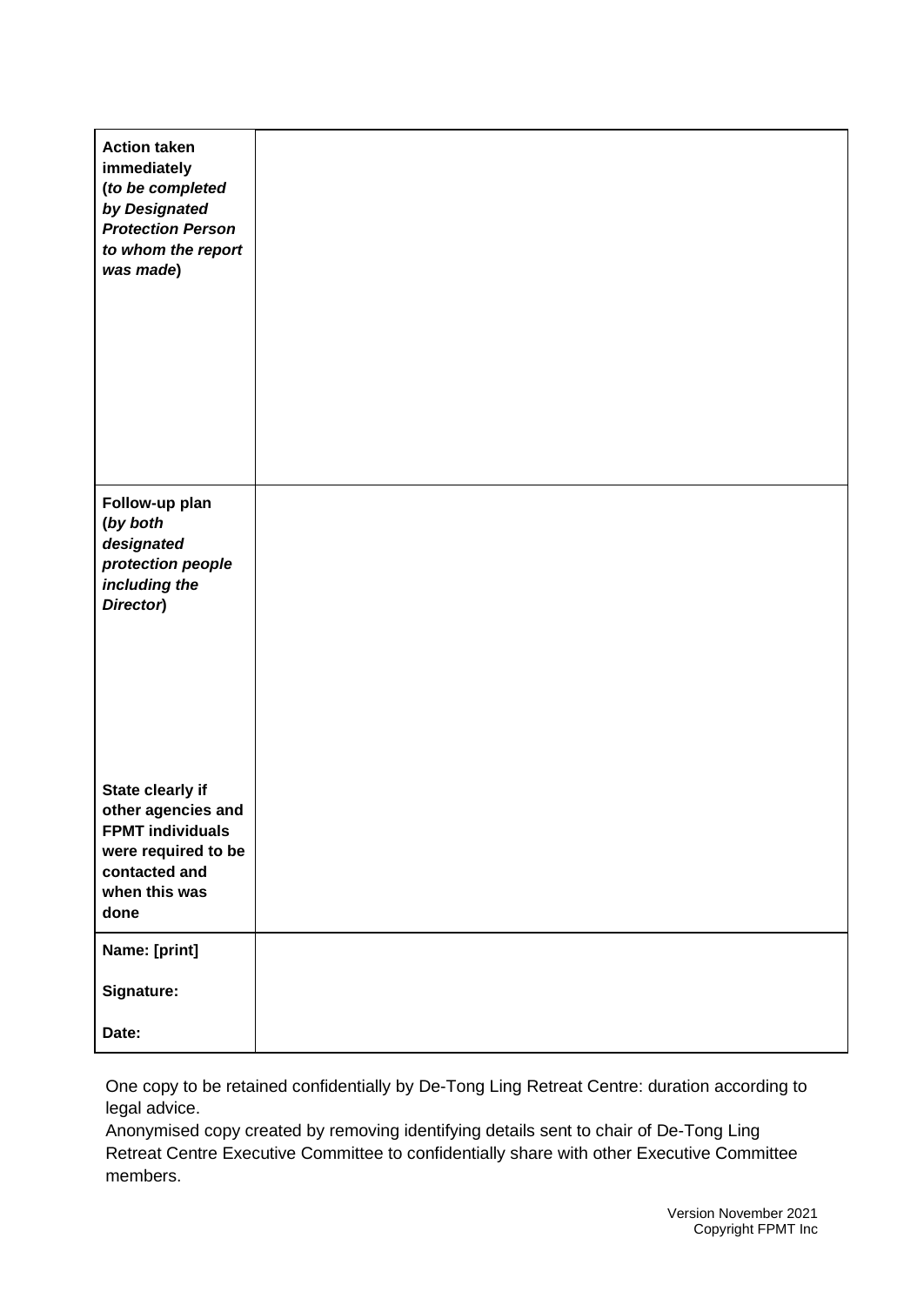| | |
|---|---|
| **Action taken immediately (*to be completed by Designated Protection Person to whom the report was made*)** | |
| **Follow-up plan (*by both designated protection people including the Director*)**<br><br>**State clearly if other agencies and FPMT individuals were required to be contacted and when this was done** | |
| **Name: [print]**<br><br>**Signature:**<br><br>**Date:** | |

One copy to be retained confidentially by De-Tong Ling Retreat Centre: duration according to legal advice.
Anonymised copy created by removing identifying details sent to chair of De-Tong Ling Retreat Centre Executive Committee to confidentially share with other Executive Committee members.

Version November 2021
Copyright FPMT Inc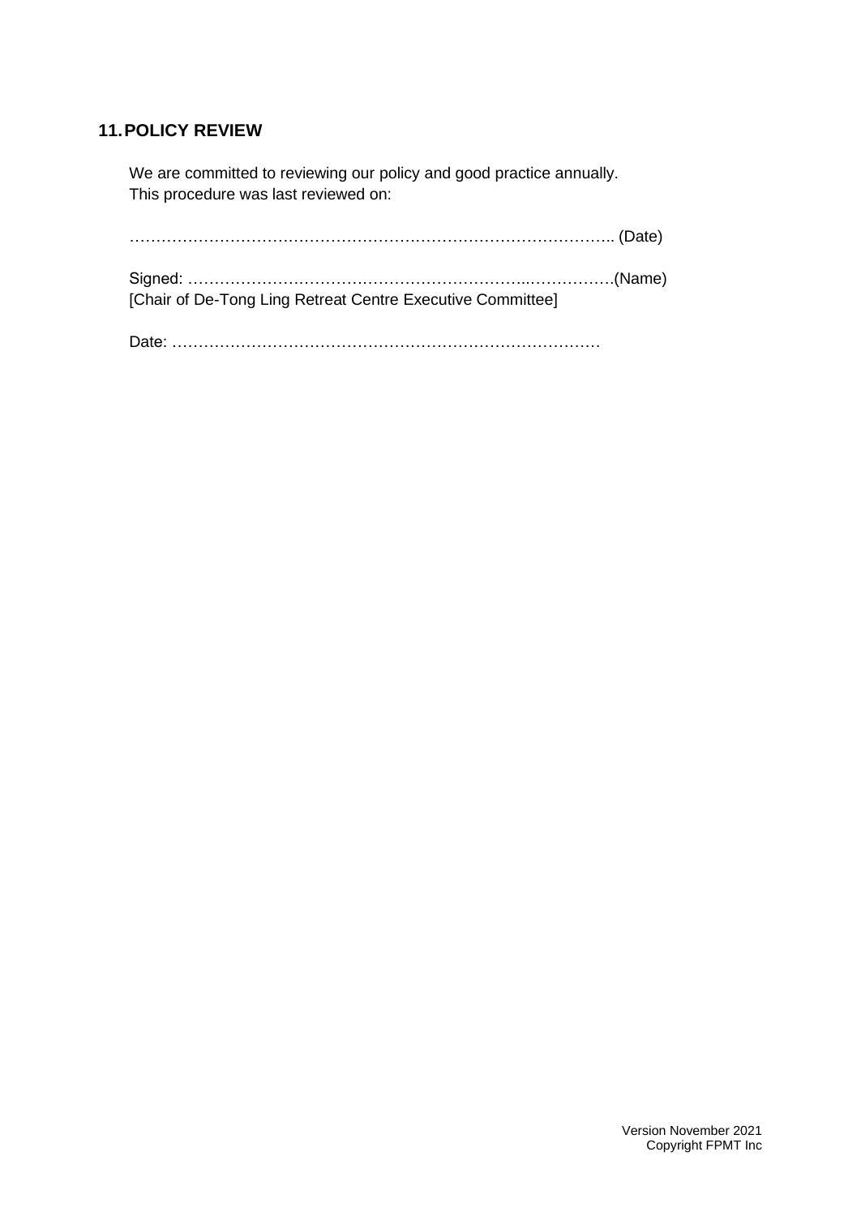## 11. POLICY REVIEW

We are committed to reviewing our policy and good practice annually.
This procedure was last reviewed on:

……………………………………………………………………………….. (Date)

Signed: ……………………………………………………..…………….(Name)
[Chair of De-Tong Ling Retreat Centre Executive Committee]

Date: ………………………………………………………………………

Version November 2021
Copyright FPMT Inc